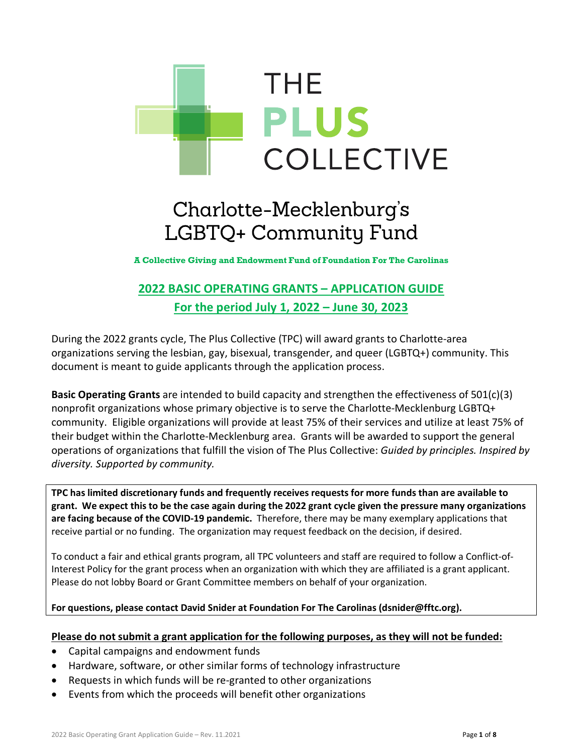# THE PLUS COLLECTIVE

## Charlotte-Mecklenburg's LGBTQ+ Community Fund

**A Collective Giving and Endowment Fund of Foundation For The Carolinas**

## 2022 BASIC OPERATING GRANTS – APPLICATION GUIDE

## For the period July 1, 2022 – June 30, 2023

During the 2022 grants cycle, The Plus Collective (TPC) will award grants to Charlotte-area organizations serving the lesbian, gay, bisexual, transgender, and queer (LGBTQ+) community. This document is meant to guide applicants through the application process.

**Basic Operating Grants** are intended to build capacity and strengthen the effectiveness of 501(c)(3) nonprofit organizations whose primary objective is to serve the Charlotte-Mecklenburg LGBTQ+ community. Eligible organizations will provide at least 75% of their services and utilize at least 75% of their budget within the Charlotte-Mecklenburg area. Grants will be awarded to support the general operations of organizations that fulfill the vision of The Plus Collective: *Guided by principles. Inspired by diversity. Supported by community.*

**TPC has limited discretionary funds and frequently receives requests for more funds than are available to grant. We expect this to be the case again during the 2022 grant cycle given the pressure many organizations are facing because of the COVID-19 pandemic.** Therefore, there may be many exemplary applications that receive partial or no funding. The organization may request feedback on the decision, if desired.

To conduct a fair and ethical grants program, all TPC volunteers and staff are required to follow a Conflict-of-Interest Policy for the grant process when an organization with which they are affiliated is a grant applicant. Please do not lobby Board or Grant Committee members on behalf of your organization.

**For questions, please contact David Snider at Foundation For The Carolinas (dsnider@fftc.org).**

**Please do not submit a grant application for the following purposes, as they will not be funded:**

- Capital campaigns and endowment funds
- Hardware, software, or other similar forms of technology infrastructure
- Requests in which funds will be re-granted to other organizations
- Events from which the proceeds will benefit other organizations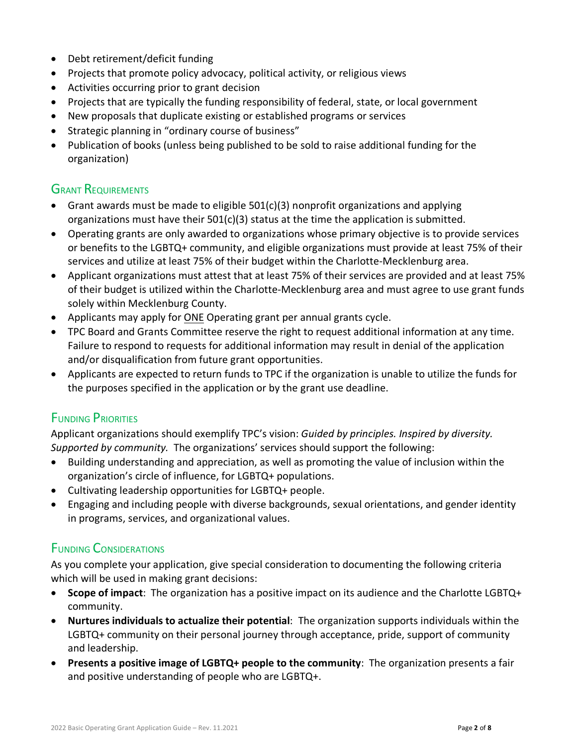- Debt retirement/deficit funding
- Projects that promote policy advocacy, political activity, or religious views
- Activities occurring prior to grant decision
- Projects that are typically the funding responsibility of federal, state, or local government
- New proposals that duplicate existing or established programs or services
- Strategic planning in "ordinary course of business"
- Publication of books (unless being published to be sold to raise additional funding for the organization)

## Grant Requirements

- Grant awards must be made to eligible 501(c)(3) nonprofit organizations and applying organizations must have their 501(c)(3) status at the time the application is submitted.
- Operating grants are only awarded to organizations whose primary objective is to provide services or benefits to the LGBTQ+ community, and eligible organizations must provide at least 75% of their services and utilize at least 75% of their budget within the Charlotte-Mecklenburg area.
- Applicant organizations must attest that at least 75% of their services are provided and at least 75% of their budget is utilized within the Charlotte-Mecklenburg area and must agree to use grant funds solely within Mecklenburg County.
- Applicants may apply for ONE Operating grant per annual grants cycle.
- TPC Board and Grants Committee reserve the right to request additional information at any time. Failure to respond to requests for additional information may result in denial of the application and/or disqualification from future grant opportunities.
- Applicants are expected to return funds to TPC if the organization is unable to utilize the funds for the purposes specified in the application or by the grant use deadline.

## Funding Priorities

Applicant organizations should exemplify TPC's vision: *Guided by principles. Inspired by diversity. Supported by community.* The organizations' services should support the following:

- Building understanding and appreciation, as well as promoting the value of inclusion within the organization's circle of influence, for LGBTQ+ populations.
- Cultivating leadership opportunities for LGBTQ+ people.
- Engaging and including people with diverse backgrounds, sexual orientations, and gender identity in programs, services, and organizational values.

## Funding Considerations

As you complete your application, give special consideration to documenting the following criteria which will be used in making grant decisions:

- **Scope of impact**: The organization has a positive impact on its audience and the Charlotte LGBTQ+ community.
- **Nurtures individuals to actualize their potential**: The organization supports individuals within the LGBTQ+ community on their personal journey through acceptance, pride, support of community and leadership.
- **Presents a positive image of LGBTQ+ people to the community**: The organization presents a fair and positive understanding of people who are LGBTQ+.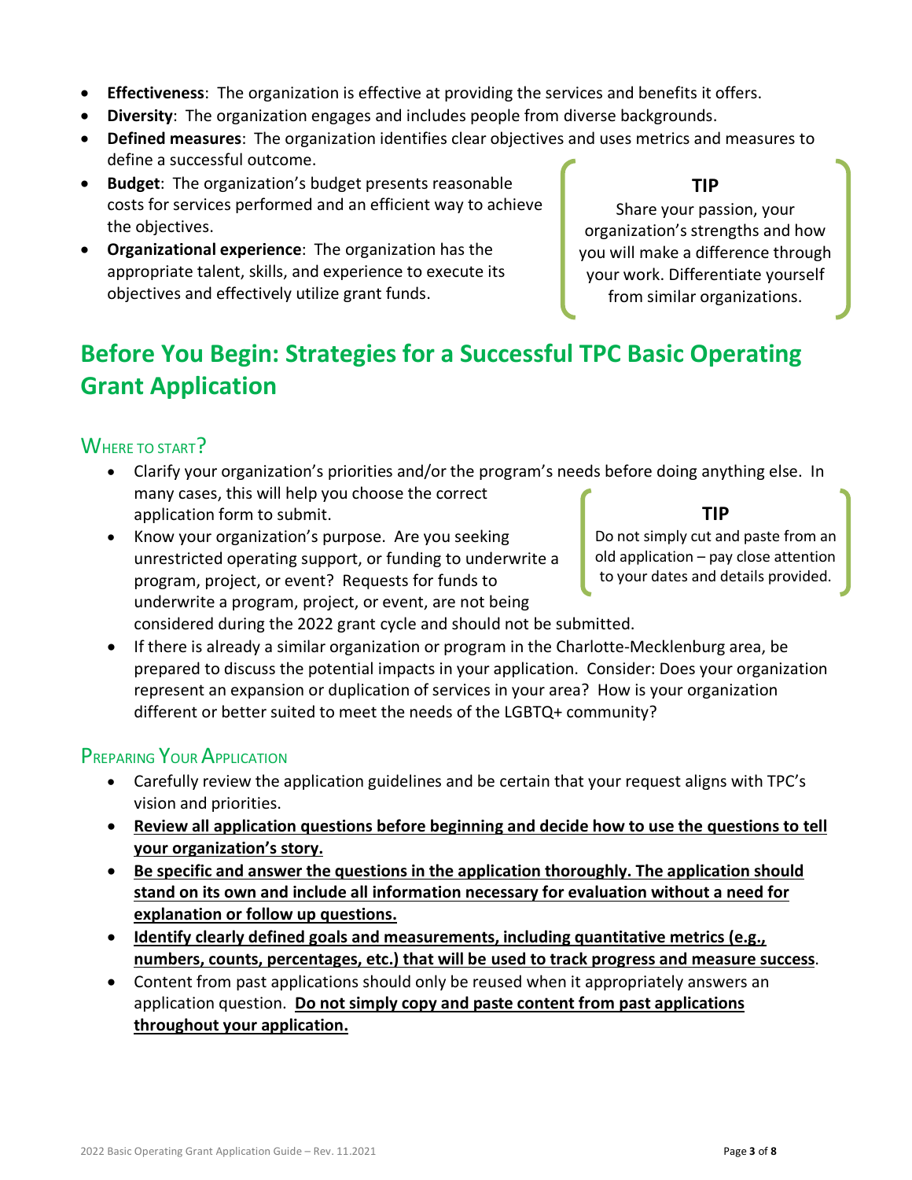- **Effectiveness**: The organization is effective at providing the services and benefits it offers.
- **Diversity**: The organization engages and includes people from diverse backgrounds.
- **Defined measures**: The organization identifies clear objectives and uses metrics and measures to define a successful outcome.
- **Budget**: The organization's budget presents reasonable costs for services performed and an efficient way to achieve the objectives.
- **Organizational experience**: The organization has the appropriate talent, skills, and experience to execute its objectives and effectively utilize grant funds.

> **TIP**
>
> Share your passion, your organization's strengths and how you will make a difference through your work. Differentiate yourself from similar organizations.

# Before You Begin: Strategies for a Successful TPC Basic Operating Grant Application

## Where to Start?

- Clarify your organization's priorities and/or the program's needs before doing anything else. In many cases, this will help you choose the correct application form to submit.
- Know your organization's purpose. Are you seeking unrestricted operating support, or funding to underwrite a program, project, or event? Requests for funds to underwrite a program, project, or event, are not being considered during the 2022 grant cycle and should not be submitted.
- If there is already a similar organization or program in the Charlotte-Mecklenburg area, be prepared to discuss the potential impacts in your application. Consider: Does your organization represent an expansion or duplication of services in your area? How is your organization different or better suited to meet the needs of the LGBTQ+ community?

> **TIP**
>
> Do not simply cut and paste from an old application – pay close attention to your dates and details provided.

## Preparing Your Application

- Carefully review the application guidelines and be certain that your request aligns with TPC's vision and priorities.
- **Review all application questions before beginning and decide how to use the questions to tell your organization's story.**
- **Be specific and answer the questions in the application thoroughly. The application should stand on its own and include all information necessary for evaluation without a need for explanation or follow up questions.**
- **Identify clearly defined goals and measurements, including quantitative metrics (e.g., numbers, counts, percentages, etc.) that will be used to track progress and measure success.**
- Content from past applications should only be reused when it appropriately answers an application question. **Do not simply copy and paste content from past applications throughout your application.**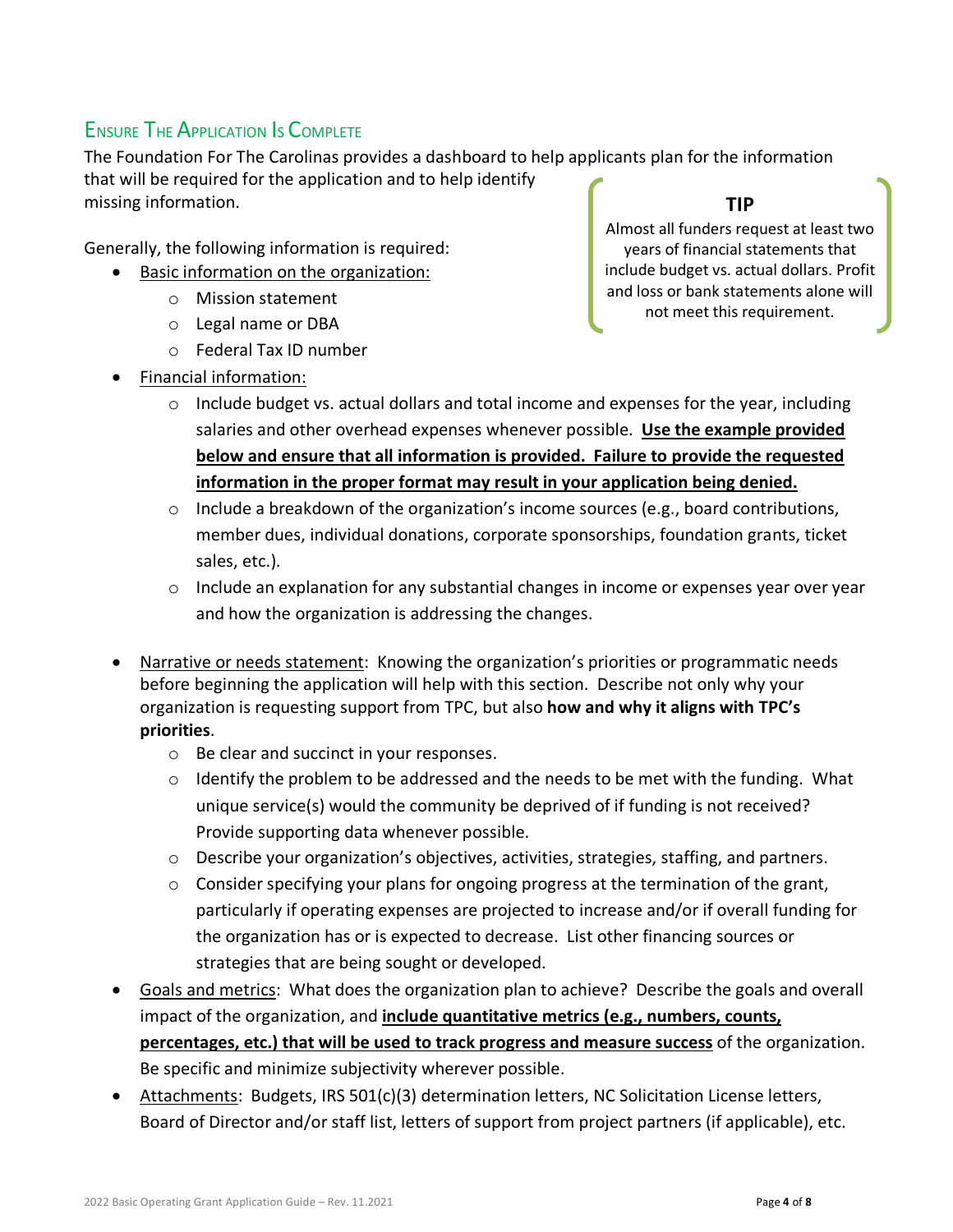## Ensure The Application Is Complete

The Foundation For The Carolinas provides a dashboard to help applicants plan for the information that will be required for the application and to help identify missing information.

> **TIP**
>
> Almost all funders request at least two years of financial statements that include budget vs. actual dollars. Profit and loss or bank statements alone will not meet this requirement.

Generally, the following information is required:

- Basic information on the organization:
  - Mission statement
  - Legal name or DBA
  - Federal Tax ID number
- Financial information:
  - Include budget vs. actual dollars and total income and expenses for the year, including salaries and other overhead expenses whenever possible. **Use the example provided below and ensure that all information is provided. Failure to provide the requested information in the proper format may result in your application being denied.**
  - Include a breakdown of the organization's income sources (e.g., board contributions, member dues, individual donations, corporate sponsorships, foundation grants, ticket sales, etc.).
  - Include an explanation for any substantial changes in income or expenses year over year and how the organization is addressing the changes.
- Narrative or needs statement: Knowing the organization's priorities or programmatic needs before beginning the application will help with this section. Describe not only why your organization is requesting support from TPC, but also **how and why it aligns with TPC's priorities**.
  - Be clear and succinct in your responses.
  - Identify the problem to be addressed and the needs to be met with the funding. What unique service(s) would the community be deprived of if funding is not received? Provide supporting data whenever possible.
  - Describe your organization's objectives, activities, strategies, staffing, and partners.
  - Consider specifying your plans for ongoing progress at the termination of the grant, particularly if operating expenses are projected to increase and/or if overall funding for the organization has or is expected to decrease. List other financing sources or strategies that are being sought or developed.
- Goals and metrics: What does the organization plan to achieve? Describe the goals and overall impact of the organization, and **include quantitative metrics (e.g., numbers, counts, percentages, etc.) that will be used to track progress and measure success** of the organization. Be specific and minimize subjectivity wherever possible.
- Attachments: Budgets, IRS 501(c)(3) determination letters, NC Solicitation License letters, Board of Director and/or staff list, letters of support from project partners (if applicable), etc.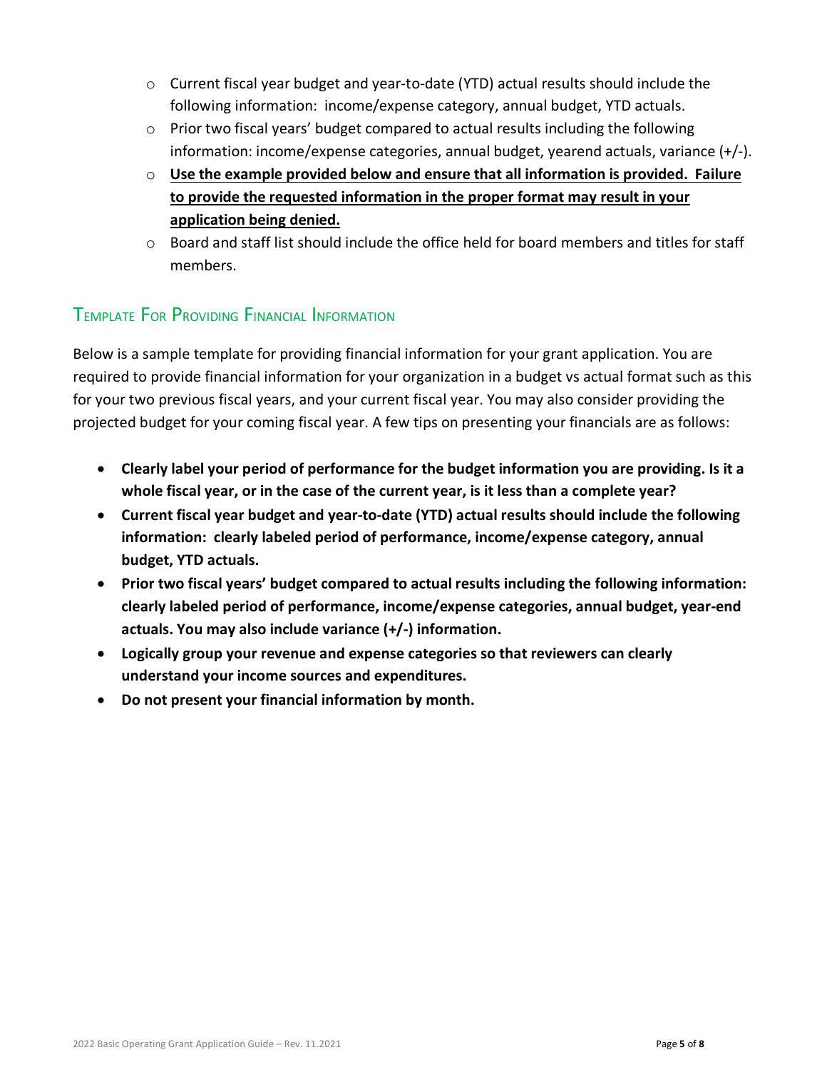- Current fiscal year budget and year-to-date (YTD) actual results should include the following information: income/expense category, annual budget, YTD actuals.
- Prior two fiscal years' budget compared to actual results including the following information: income/expense categories, annual budget, yearend actuals, variance (+/-).
- **<u>Use the example provided below and ensure that all information is provided. Failure to provide the requested information in the proper format may result in your application being denied.</u>**
- Board and staff list should include the office held for board members and titles for staff members.

## Template For Providing Financial Information

Below is a sample template for providing financial information for your grant application. You are required to provide financial information for your organization in a budget vs actual format such as this for your two previous fiscal years, and your current fiscal year. You may also consider providing the projected budget for your coming fiscal year. A few tips on presenting your financials are as follows:

- **Clearly label your period of performance for the budget information you are providing. Is it a whole fiscal year, or in the case of the current year, is it less than a complete year?**
- **Current fiscal year budget and year-to-date (YTD) actual results should include the following information: clearly labeled period of performance, income/expense category, annual budget, YTD actuals.**
- **Prior two fiscal years' budget compared to actual results including the following information: clearly labeled period of performance, income/expense categories, annual budget, year-end actuals. You may also include variance (+/-) information.**
- **Logically group your revenue and expense categories so that reviewers can clearly understand your income sources and expenditures.**
- **Do not present your financial information by month.**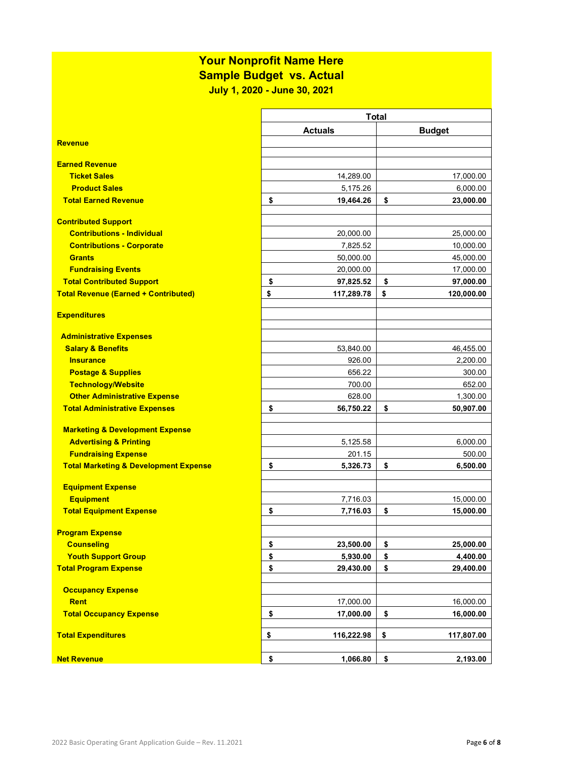# Your Nonprofit Name Here
## Sample Budget vs. Actual
### July 1, 2020 - June 30, 2021

| | Total | |
|---|---|---|
| | **Actuals** | **Budget** |
| **Revenue** | | |
| | | |
| **Earned Revenue** | | |
| **Ticket Sales** | 14,289.00 | 17,000.00 |
| **Product Sales** | 5,175.26 | 6,000.00 |
| **Total Earned Revenue** | **$ 19,464.26** | **$ 23,000.00** |
| | | |
| **Contributed Support** | | |
| **Contributions - Individual** | 20,000.00 | 25,000.00 |
| **Contributions - Corporate** | 7,825.52 | 10,000.00 |
| **Grants** | 50,000.00 | 45,000.00 |
| **Fundraising Events** | 20,000.00 | 17,000.00 |
| **Total Contributed Support** | **$ 97,825.52** | **$ 97,000.00** |
| **Total Revenue (Earned + Contributed)** | **$ 117,289.78** | **$ 120,000.00** |
| | | |
| **Expenditures** | | |
| | | |
| **Administrative Expenses** | | |
| **Salary & Benefits** | 53,840.00 | 46,455.00 |
| **Insurance** | 926.00 | 2,200.00 |
| **Postage & Supplies** | 656.22 | 300.00 |
| **Technology/Website** | 700.00 | 652.00 |
| **Other Administrative Expense** | 628.00 | 1,300.00 |
| **Total Administrative Expenses** | **$ 56,750.22** | **$ 50,907.00** |
| | | |
| **Marketing & Development Expense** | | |
| **Advertising & Printing** | 5,125.58 | 6,000.00 |
| **Fundraising Expense** | 201.15 | 500.00 |
| **Total Marketing & Development Expense** | **$ 5,326.73** | **$ 6,500.00** |
| | | |
| **Equipment Expense** | | |
| **Equipment** | 7,716.03 | 15,000.00 |
| **Total Equipment Expense** | **$ 7,716.03** | **$ 15,000.00** |
| | | |
| **Program Expense** | | |
| **Counseling** | **$ 23,500.00** | **$ 25,000.00** |
| **Youth Support Group** | **$ 5,930.00** | **$ 4,400.00** |
| **Total Program Expense** | **$ 29,430.00** | **$ 29,400.00** |
| | | |
| **Occupancy Expense** | | |
| **Rent** | 17,000.00 | 16,000.00 |
| **Total Occupancy Expense** | **$ 17,000.00** | **$ 16,000.00** |
| | | |
| **Total Expenditures** | **$ 116,222.98** | **$ 117,807.00** |
| | | |
| **Net Revenue** | **$ 1,066.80** | **$ 2,193.00** |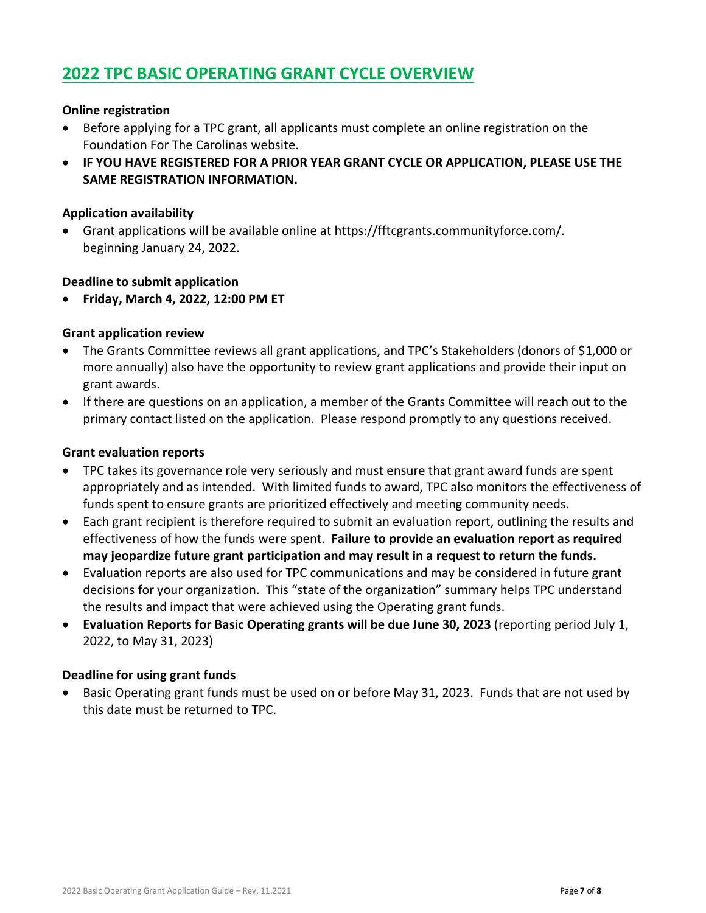## 2022 TPC BASIC OPERATING GRANT CYCLE OVERVIEW

**Online registration**

- Before applying for a TPC grant, all applicants must complete an online registration on the Foundation For The Carolinas website.
- **IF YOU HAVE REGISTERED FOR A PRIOR YEAR GRANT CYCLE OR APPLICATION, PLEASE USE THE SAME REGISTRATION INFORMATION.**

**Application availability**

- Grant applications will be available online at https://fftcgrants.communityforce.com/. beginning January 24, 2022.

**Deadline to submit application**

- **Friday, March 4, 2022, 12:00 PM ET**

**Grant application review**

- The Grants Committee reviews all grant applications, and TPC's Stakeholders (donors of $1,000 or more annually) also have the opportunity to review grant applications and provide their input on grant awards.
- If there are questions on an application, a member of the Grants Committee will reach out to the primary contact listed on the application. Please respond promptly to any questions received.

**Grant evaluation reports**

- TPC takes its governance role very seriously and must ensure that grant award funds are spent appropriately and as intended. With limited funds to award, TPC also monitors the effectiveness of funds spent to ensure grants are prioritized effectively and meeting community needs.
- Each grant recipient is therefore required to submit an evaluation report, outlining the results and effectiveness of how the funds were spent. **Failure to provide an evaluation report as required may jeopardize future grant participation and may result in a request to return the funds.**
- Evaluation reports are also used for TPC communications and may be considered in future grant decisions for your organization. This "state of the organization" summary helps TPC understand the results and impact that were achieved using the Operating grant funds.
- **Evaluation Reports for Basic Operating grants will be due June 30, 2023** (reporting period July 1, 2022, to May 31, 2023)

**Deadline for using grant funds**

- Basic Operating grant funds must be used on or before May 31, 2023. Funds that are not used by this date must be returned to TPC.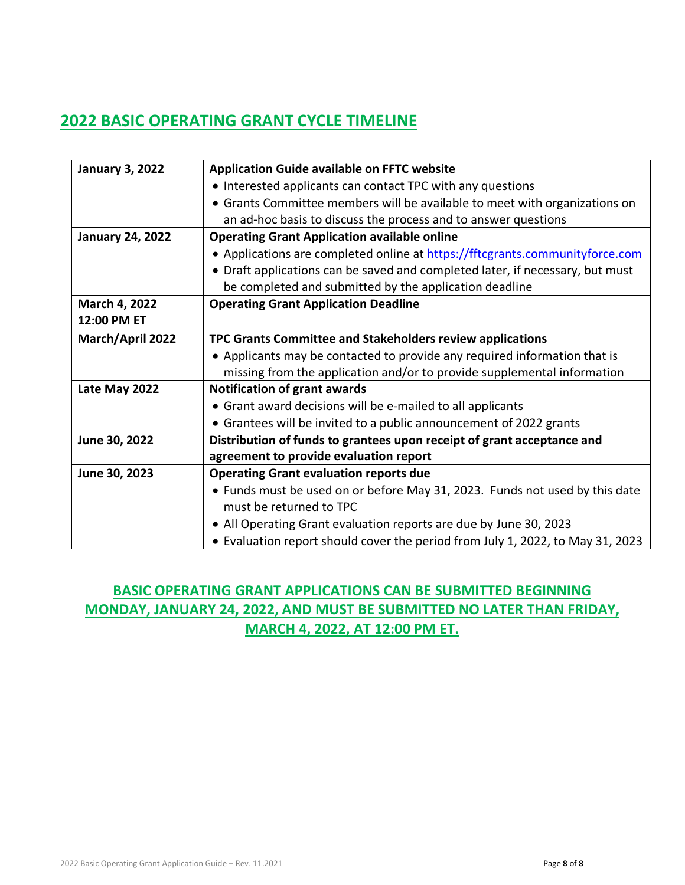## 2022 BASIC OPERATING GRANT CYCLE TIMELINE

| | |
|---|---|
| **January 3, 2022** | **Application Guide available on FFTC website**<br>• Interested applicants can contact TPC with any questions<br>• Grants Committee members will be available to meet with organizations on an ad-hoc basis to discuss the process and to answer questions |
| **January 24, 2022** | **Operating Grant Application available online**<br>• Applications are completed online at https://fftcgrants.communityforce.com<br>• Draft applications can be saved and completed later, if necessary, but must be completed and submitted by the application deadline |
| **March 4, 2022 12:00 PM ET** | **Operating Grant Application Deadline** |
| **March/April 2022** | **TPC Grants Committee and Stakeholders review applications**<br>• Applicants may be contacted to provide any required information that is missing from the application and/or to provide supplemental information |
| **Late May 2022** | **Notification of grant awards**<br>• Grant award decisions will be e-mailed to all applicants<br>• Grantees will be invited to a public announcement of 2022 grants |
| **June 30, 2022** | **Distribution of funds to grantees upon receipt of grant acceptance and agreement to provide evaluation report** |
| **June 30, 2023** | **Operating Grant evaluation reports due**<br>• Funds must be used on or before May 31, 2023. Funds not used by this date must be returned to TPC<br>• All Operating Grant evaluation reports are due by June 30, 2023<br>• Evaluation report should cover the period from July 1, 2022, to May 31, 2023 |

**BASIC OPERATING GRANT APPLICATIONS CAN BE SUBMITTED BEGINNING MONDAY, JANUARY 24, 2022, AND MUST BE SUBMITTED NO LATER THAN FRIDAY, MARCH 4, 2022, AT 12:00 PM ET.**